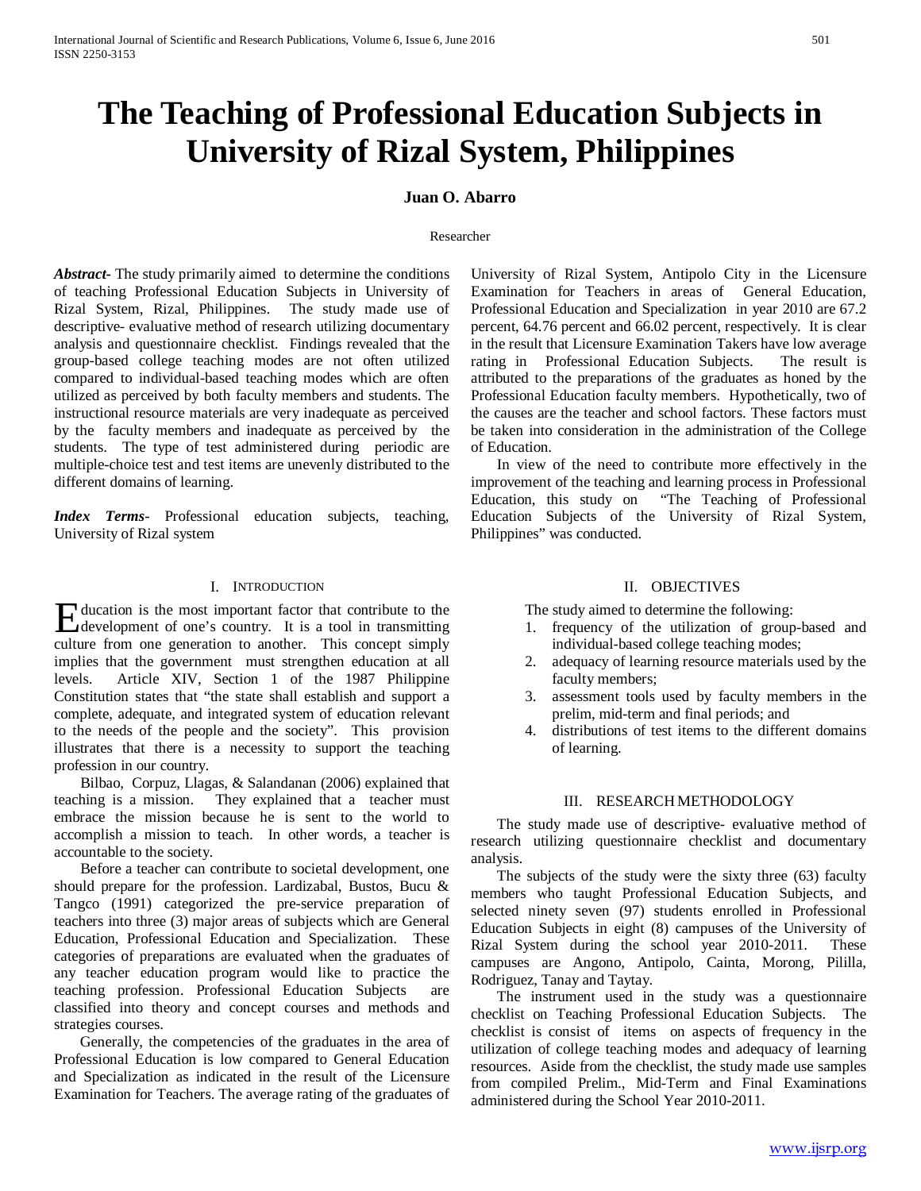# The Teaching of Professional Education Subjects in University of Rizal System, Philippines

**Juan O. Abarro**

Researcher

***Abstract-*** The study primarily aimed to determine the conditions of teaching Professional Education Subjects in University of Rizal System, Rizal, Philippines. The study made use of descriptive- evaluative method of research utilizing documentary analysis and questionnaire checklist. Findings revealed that the group-based college teaching modes are not often utilized compared to individual-based teaching modes which are often utilized as perceived by both faculty members and students. The instructional resource materials are very inadequate as perceived by the faculty members and inadequate as perceived by the students. The type of test administered during periodic are multiple-choice test and test items are unevenly distributed to the different domains of learning.

***Index Terms-*** Professional education subjects, teaching, University of Rizal system

## I. Introduction

Education is the most important factor that contribute to the development of one's country. It is a tool in transmitting culture from one generation to another. This concept simply implies that the government must strengthen education at all levels. Article XIV, Section 1 of the 1987 Philippine Constitution states that "the state shall establish and support a complete, adequate, and integrated system of education relevant to the needs of the people and the society". This provision illustrates that there is a necessity to support the teaching profession in our country.

Bilbao, Corpuz, Llagas, & Salandanan (2006) explained that teaching is a mission. They explained that a teacher must embrace the mission because he is sent to the world to accomplish a mission to teach. In other words, a teacher is accountable to the society.

Before a teacher can contribute to societal development, one should prepare for the profession. Lardizabal, Bustos, Bucu & Tangco (1991) categorized the pre-service preparation of teachers into three (3) major areas of subjects which are General Education, Professional Education and Specialization. These categories of preparations are evaluated when the graduates of any teacher education program would like to practice the teaching profession. Professional Education Subjects are classified into theory and concept courses and methods and strategies courses.

Generally, the competencies of the graduates in the area of Professional Education is low compared to General Education and Specialization as indicated in the result of the Licensure Examination for Teachers. The average rating of the graduates of University of Rizal System, Antipolo City in the Licensure Examination for Teachers in areas of General Education, Professional Education and Specialization in year 2010 are 67.2 percent, 64.76 percent and 66.02 percent, respectively. It is clear in the result that Licensure Examination Takers have low average rating in Professional Education Subjects. The result is attributed to the preparations of the graduates as honed by the Professional Education faculty members. Hypothetically, two of the causes are the teacher and school factors. These factors must be taken into consideration in the administration of the College of Education.

In view of the need to contribute more effectively in the improvement of the teaching and learning process in Professional Education, this study on "The Teaching of Professional Education Subjects of the University of Rizal System, Philippines" was conducted.

## II. Objectives

The study aimed to determine the following:

1. frequency of the utilization of group-based and individual-based college teaching modes;
2. adequacy of learning resource materials used by the faculty members;
3. assessment tools used by faculty members in the prelim, mid-term and final periods; and
4. distributions of test items to the different domains of learning.

## III. Research Methodology

The study made use of descriptive- evaluative method of research utilizing questionnaire checklist and documentary analysis.

The subjects of the study were the sixty three (63) faculty members who taught Professional Education Subjects, and selected ninety seven (97) students enrolled in Professional Education Subjects in eight (8) campuses of the University of Rizal System during the school year 2010-2011. These campuses are Angono, Antipolo, Cainta, Morong, Pililla, Rodriguez, Tanay and Taytay.

The instrument used in the study was a questionnaire checklist on Teaching Professional Education Subjects. The checklist is consist of items on aspects of frequency in the utilization of college teaching modes and adequacy of learning resources. Aside from the checklist, the study made use samples from compiled Prelim., Mid-Term and Final Examinations administered during the School Year 2010-2011.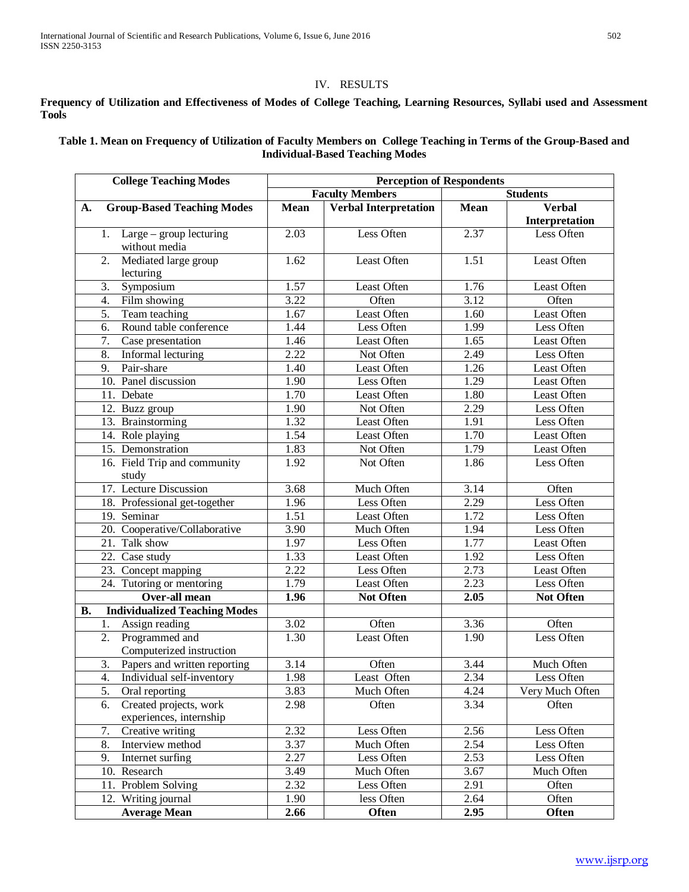## IV. RESULTS

**Frequency of Utilization and Effectiveness of Modes of College Teaching, Learning Resources, Syllabi used and Assessment Tools**

**Table 1. Mean on Frequency of Utilization of Faculty Members on College Teaching in Terms of the Group-Based and Individual-Based Teaching Modes**

| College Teaching Modes | Perception of Respondents | | | |
|---|---|---|---|---|
| | Faculty Members | | Students | |
| **A. Group-Based Teaching Modes** | **Mean** | **Verbal Interpretation** | **Mean** | **Verbal Interpretation** |
| 1. Large – group lecturing without media | 2.03 | Less Often | 2.37 | Less Often |
| 2. Mediated large group lecturing | 1.62 | Least Often | 1.51 | Least Often |
| 3. Symposium | 1.57 | Least Often | 1.76 | Least Often |
| 4. Film showing | 3.22 | Often | 3.12 | Often |
| 5. Team teaching | 1.67 | Least Often | 1.60 | Least Often |
| 6. Round table conference | 1.44 | Less Often | 1.99 | Less Often |
| 7. Case presentation | 1.46 | Least Often | 1.65 | Least Often |
| 8. Informal lecturing | 2.22 | Not Often | 2.49 | Less Often |
| 9. Pair-share | 1.40 | Least Often | 1.26 | Least Often |
| 10. Panel discussion | 1.90 | Less Often | 1.29 | Least Often |
| 11. Debate | 1.70 | Least Often | 1.80 | Least Often |
| 12. Buzz group | 1.90 | Not Often | 2.29 | Less Often |
| 13. Brainstorming | 1.32 | Least Often | 1.91 | Less Often |
| 14. Role playing | 1.54 | Least Often | 1.70 | Least Often |
| 15. Demonstration | 1.83 | Not Often | 1.79 | Least Often |
| 16. Field Trip and community study | 1.92 | Not Often | 1.86 | Less Often |
| 17. Lecture Discussion | 3.68 | Much Often | 3.14 | Often |
| 18. Professional get-together | 1.96 | Less Often | 2.29 | Less Often |
| 19. Seminar | 1.51 | Least Often | 1.72 | Less Often |
| 20. Cooperative/Collaborative | 3.90 | Much Often | 1.94 | Less Often |
| 21. Talk show | 1.97 | Less Often | 1.77 | Least Often |
| 22. Case study | 1.33 | Least Often | 1.92 | Less Often |
| 23. Concept mapping | 2.22 | Less Often | 2.73 | Least Often |
| 24. Tutoring or mentoring | 1.79 | Least Often | 2.23 | Less Often |
| **Over-all mean** | **1.96** | **Not Often** | **2.05** | **Not Often** |
| **B. Individualized Teaching Modes** | | | | |
| 1. Assign reading | 3.02 | Often | 3.36 | Often |
| 2. Programmed and Computerized instruction | 1.30 | Least Often | 1.90 | Less Often |
| 3. Papers and written reporting | 3.14 | Often | 3.44 | Much Often |
| 4. Individual self-inventory | 1.98 | Least Often | 2.34 | Less Often |
| 5. Oral reporting | 3.83 | Much Often | 4.24 | Very Much Often |
| 6. Created projects, work experiences, internship | 2.98 | Often | 3.34 | Often |
| 7. Creative writing | 2.32 | Less Often | 2.56 | Less Often |
| 8. Interview method | 3.37 | Much Often | 2.54 | Less Often |
| 9. Internet surfing | 2.27 | Less Often | 2.53 | Less Often |
| 10. Research | 3.49 | Much Often | 3.67 | Much Often |
| 11. Problem Solving | 2.32 | Less Often | 2.91 | Often |
| 12. Writing journal | 1.90 | less Often | 2.64 | Often |
| **Average Mean** | **2.66** | **Often** | **2.95** | **Often** |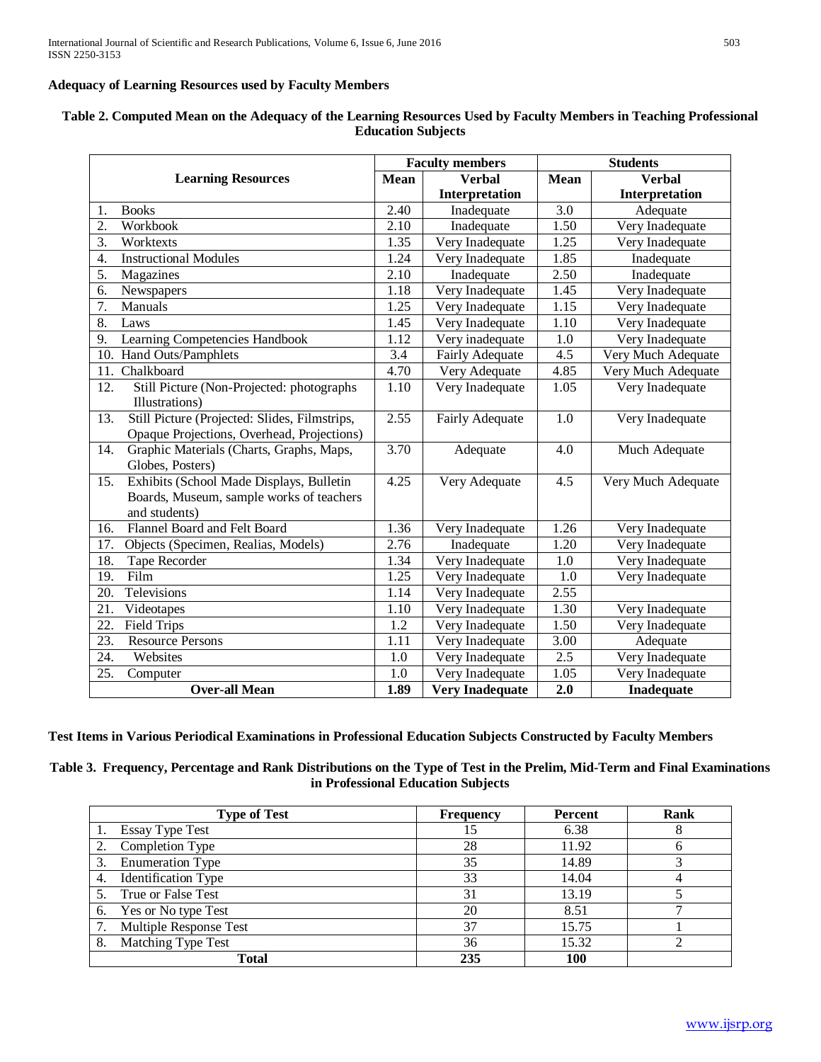**Adequacy of Learning Resources used by Faculty Members**

**Table 2. Computed Mean on the Adequacy of the Learning Resources Used by Faculty Members in Teaching Professional Education Subjects**

| Learning Resources | Faculty members | | Students | |
|---|---|---|---|---|
| | **Mean** | **Verbal Interpretation** | **Mean** | **Verbal Interpretation** |
| 1. Books | 2.40 | Inadequate | 3.0 | Adequate |
| 2. Workbook | 2.10 | Inadequate | 1.50 | Very Inadequate |
| 3. Worktexts | 1.35 | Very Inadequate | 1.25 | Very Inadequate |
| 4. Instructional Modules | 1.24 | Very Inadequate | 1.85 | Inadequate |
| 5. Magazines | 2.10 | Inadequate | 2.50 | Inadequate |
| 6. Newspapers | 1.18 | Very Inadequate | 1.45 | Very Inadequate |
| 7. Manuals | 1.25 | Very Inadequate | 1.15 | Very Inadequate |
| 8. Laws | 1.45 | Very Inadequate | 1.10 | Very Inadequate |
| 9. Learning Competencies Handbook | 1.12 | Very inadequate | 1.0 | Very Inadequate |
| 10. Hand Outs/Pamphlets | 3.4 | Fairly Adequate | 4.5 | Very Much Adequate |
| 11. Chalkboard | 4.70 | Very Adequate | 4.85 | Very Much Adequate |
| 12. Still Picture (Non-Projected: photographs Illustrations) | 1.10 | Very Inadequate | 1.05 | Very Inadequate |
| 13. Still Picture (Projected: Slides, Filmstrips, Opaque Projections, Overhead, Projections) | 2.55 | Fairly Adequate | 1.0 | Very Inadequate |
| 14. Graphic Materials (Charts, Graphs, Maps, Globes, Posters) | 3.70 | Adequate | 4.0 | Much Adequate |
| 15. Exhibits (School Made Displays, Bulletin Boards, Museum, sample works of teachers and students) | 4.25 | Very Adequate | 4.5 | Very Much Adequate |
| 16. Flannel Board and Felt Board | 1.36 | Very Inadequate | 1.26 | Very Inadequate |
| 17. Objects (Specimen, Realias, Models) | 2.76 | Inadequate | 1.20 | Very Inadequate |
| 18. Tape Recorder | 1.34 | Very Inadequate | 1.0 | Very Inadequate |
| 19. Film | 1.25 | Very Inadequate | 1.0 | Very Inadequate |
| 20. Televisions | 1.14 | Very Inadequate | 2.55 | |
| 21. Videotapes | 1.10 | Very Inadequate | 1.30 | Very Inadequate |
| 22. Field Trips | 1.2 | Very Inadequate | 1.50 | Very Inadequate |
| 23. Resource Persons | 1.11 | Very Inadequate | 3.00 | Adequate |
| 24. Websites | 1.0 | Very Inadequate | 2.5 | Very Inadequate |
| 25. Computer | 1.0 | Very Inadequate | 1.05 | Very Inadequate |
| **Over-all Mean** | **1.89** | **Very Inadequate** | **2.0** | **Inadequate** |

**Test Items in Various Periodical Examinations in Professional Education Subjects Constructed by Faculty Members**

**Table 3. Frequency, Percentage and Rank Distributions on the Type of Test in the Prelim, Mid-Term and Final Examinations in Professional Education Subjects**

| Type of Test | Frequency | Percent | Rank |
|---|---|---|---|
| 1. Essay Type Test | 15 | 6.38 | 8 |
| 2. Completion Type | 28 | 11.92 | 6 |
| 3. Enumeration Type | 35 | 14.89 | 3 |
| 4. Identification Type | 33 | 14.04 | 4 |
| 5. True or False Test | 31 | 13.19 | 5 |
| 6. Yes or No type Test | 20 | 8.51 | 7 |
| 7. Multiple Response Test | 37 | 15.75 | 1 |
| 8. Matching Type Test | 36 | 15.32 | 2 |
| **Total** | **235** | **100** | |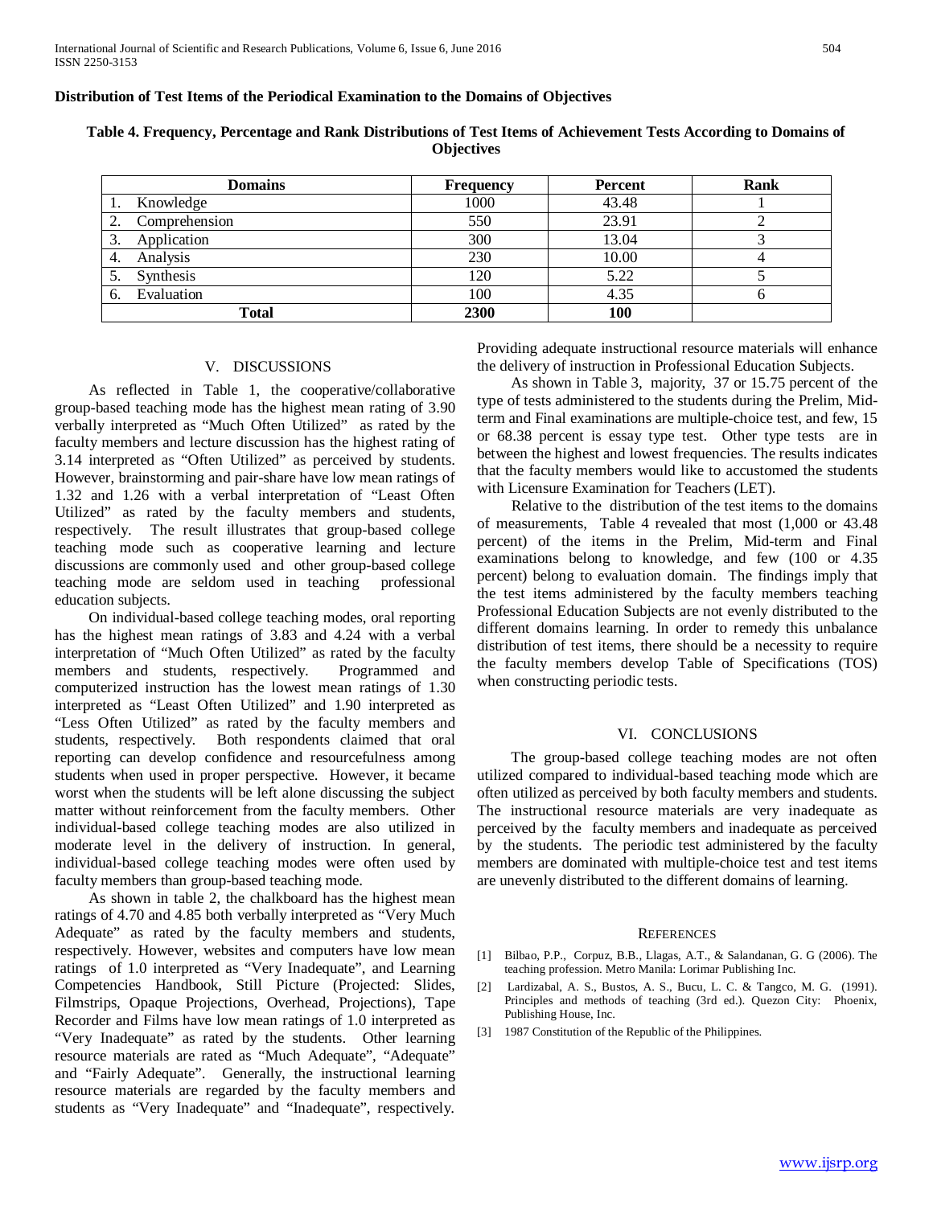**Distribution of Test Items of the Periodical Examination to the Domains of Objectives**

**Table 4. Frequency, Percentage and Rank Distributions of Test Items of Achievement Tests According to Domains of Objectives**

| Domains | Frequency | Percent | Rank |
|---|---|---|---|
| 1. Knowledge | 1000 | 43.48 | 1 |
| 2. Comprehension | 550 | 23.91 | 2 |
| 3. Application | 300 | 13.04 | 3 |
| 4. Analysis | 230 | 10.00 | 4 |
| 5. Synthesis | 120 | 5.22 | 5 |
| 6. Evaluation | 100 | 4.35 | 6 |
| **Total** | **2300** | **100** | |

## V. DISCUSSIONS

As reflected in Table 1, the cooperative/collaborative group-based teaching mode has the highest mean rating of 3.90 verbally interpreted as "Much Often Utilized" as rated by the faculty members and lecture discussion has the highest rating of 3.14 interpreted as "Often Utilized" as perceived by students. However, brainstorming and pair-share have low mean ratings of 1.32 and 1.26 with a verbal interpretation of "Least Often Utilized" as rated by the faculty members and students, respectively. The result illustrates that group-based college teaching mode such as cooperative learning and lecture discussions are commonly used and other group-based college teaching mode are seldom used in teaching professional education subjects.

On individual-based college teaching modes, oral reporting has the highest mean ratings of 3.83 and 4.24 with a verbal interpretation of "Much Often Utilized" as rated by the faculty members and students, respectively. Programmed and computerized instruction has the lowest mean ratings of 1.30 interpreted as "Least Often Utilized" and 1.90 interpreted as "Less Often Utilized" as rated by the faculty members and students, respectively. Both respondents claimed that oral reporting can develop confidence and resourcefulness among students when used in proper perspective. However, it became worst when the students will be left alone discussing the subject matter without reinforcement from the faculty members. Other individual-based college teaching modes are also utilized in moderate level in the delivery of instruction. In general, individual-based college teaching modes were often used by faculty members than group-based teaching mode.

As shown in table 2, the chalkboard has the highest mean ratings of 4.70 and 4.85 both verbally interpreted as "Very Much Adequate" as rated by the faculty members and students, respectively. However, websites and computers have low mean ratings of 1.0 interpreted as "Very Inadequate", and Learning Competencies Handbook, Still Picture (Projected: Slides, Filmstrips, Opaque Projections, Overhead, Projections), Tape Recorder and Films have low mean ratings of 1.0 interpreted as "Very Inadequate" as rated by the students. Other learning resource materials are rated as "Much Adequate", "Adequate" and "Fairly Adequate". Generally, the instructional learning resource materials are regarded by the faculty members and students as "Very Inadequate" and "Inadequate", respectively. Providing adequate instructional resource materials will enhance the delivery of instruction in Professional Education Subjects.

As shown in Table 3, majority, 37 or 15.75 percent of the type of tests administered to the students during the Prelim, Mid-term and Final examinations are multiple-choice test, and few, 15 or 68.38 percent is essay type test. Other type tests are in between the highest and lowest frequencies. The results indicates that the faculty members would like to accustomed the students with Licensure Examination for Teachers (LET).

Relative to the distribution of the test items to the domains of measurements, Table 4 revealed that most (1,000 or 43.48 percent) of the items in the Prelim, Mid-term and Final examinations belong to knowledge, and few (100 or 4.35 percent) belong to evaluation domain. The findings imply that the test items administered by the faculty members teaching Professional Education Subjects are not evenly distributed to the different domains learning. In order to remedy this unbalance distribution of test items, there should be a necessity to require the faculty members develop Table of Specifications (TOS) when constructing periodic tests.

## VI. CONCLUSIONS

The group-based college teaching modes are not often utilized compared to individual-based teaching mode which are often utilized as perceived by both faculty members and students. The instructional resource materials are very inadequate as perceived by the faculty members and inadequate as perceived by the students. The periodic test administered by the faculty members are dominated with multiple-choice test and test items are unevenly distributed to the different domains of learning.

## REFERENCES

[1] Bilbao, P.P., Corpuz, B.B., Llagas, A.T., & Salandanan, G. G (2006). The teaching profession. Metro Manila: Lorimar Publishing Inc.

[2] Lardizabal, A. S., Bustos, A. S., Bucu, L. C. & Tangco, M. G. (1991). Principles and methods of teaching (3rd ed.). Quezon City: Phoenix, Publishing House, Inc.

[3] 1987 Constitution of the Republic of the Philippines.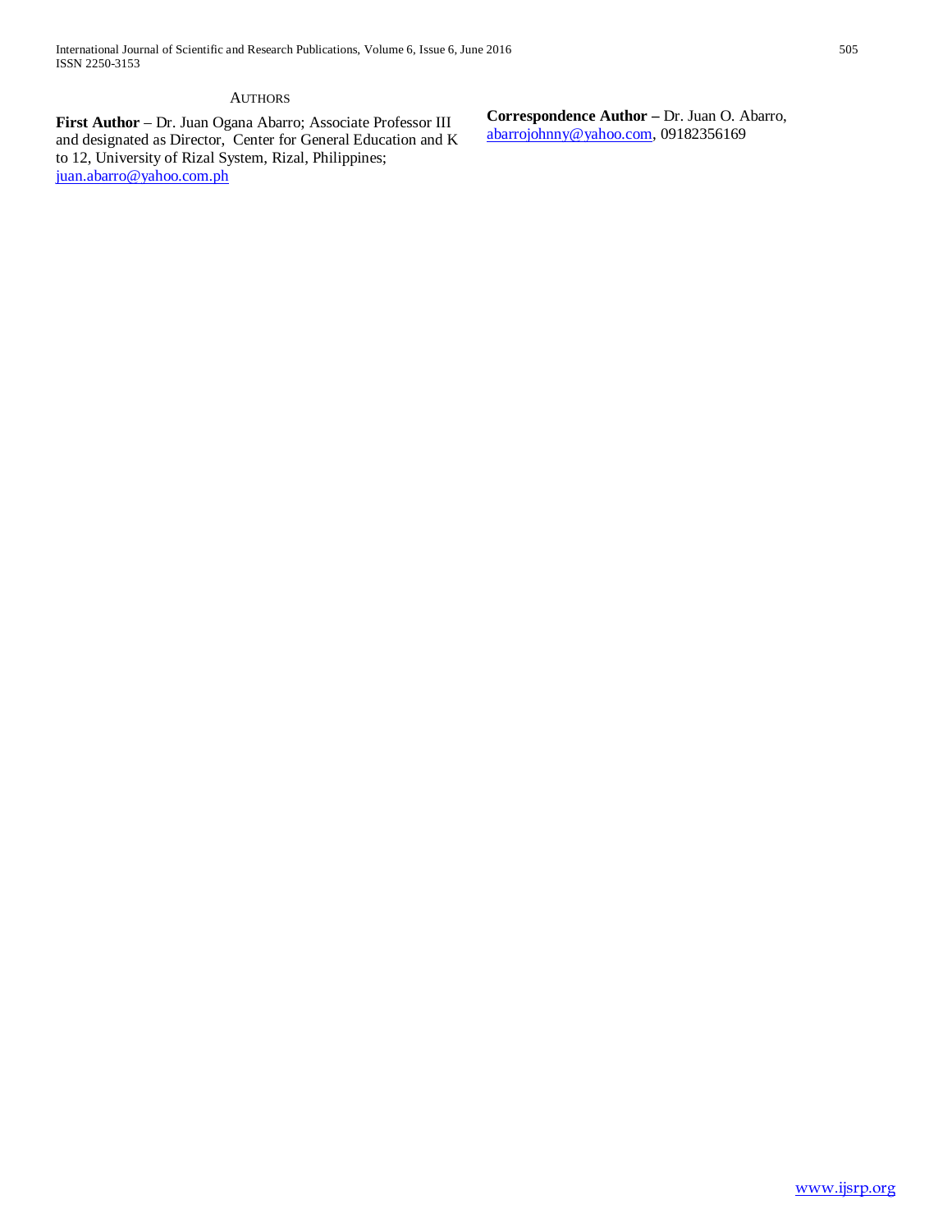## AUTHORS

**First Author** – Dr. Juan Ogana Abarro; Associate Professor III and designated as Director, Center for General Education and K to 12, University of Rizal System, Rizal, Philippines; juan.abarro@yahoo.com.ph

**Correspondence Author –** Dr. Juan O. Abarro, abarrojohnny@yahoo.com, 09182356169